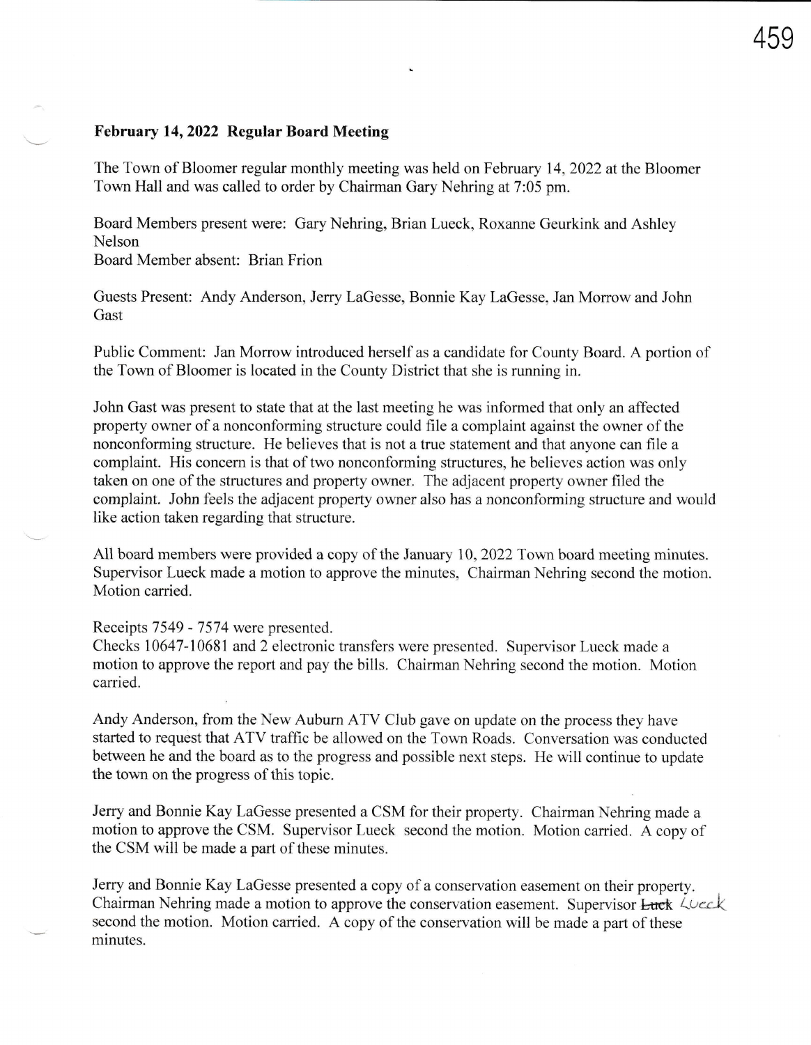**February 14, 2022 Regular Board Meeting**

The Town of Bloomer regular monthly meeting was held on February 14, 2022 at the Bloomer Town Hall and was called to order by Chairman Gary Nehring at 7:05 pm.

Board Members present were: Gary Nehring, Brian Lueck, Roxanne Geurkink and Ashley Nelson
Board Member absent: Brian Frion

Guests Present: Andy Anderson, Jerry LaGesse, Bonnie Kay LaGesse, Jan Morrow and John Gast

Public Comment: Jan Morrow introduced herself as a candidate for County Board. A portion of the Town of Bloomer is located in the County District that she is running in.

John Gast was present to state that at the last meeting he was informed that only an affected property owner of a nonconforming structure could file a complaint against the owner of the nonconforming structure. He believes that is not a true statement and that anyone can file a complaint. His concern is that of two nonconforming structures, he believes action was only taken on one of the structures and property owner. The adjacent property owner filed the complaint. John feels the adjacent property owner also has a nonconforming structure and would like action taken regarding that structure.

All board members were provided a copy of the January 10, 2022 Town board meeting minutes. Supervisor Lueck made a motion to approve the minutes, Chairman Nehring second the motion. Motion carried.

Receipts 7549 - 7574 were presented.
Checks 10647-10681 and 2 electronic transfers were presented. Supervisor Lueck made a motion to approve the report and pay the bills. Chairman Nehring second the motion. Motion carried.

Andy Anderson, from the New Auburn ATV Club gave on update on the process they have started to request that ATV traffic be allowed on the Town Roads. Conversation was conducted between he and the board as to the progress and possible next steps. He will continue to update the town on the progress of this topic.

Jerry and Bonnie Kay LaGesse presented a CSM for their property. Chairman Nehring made a motion to approve the CSM. Supervisor Lueck second the motion. Motion carried. A copy of the CSM will be made a part of these minutes.

Jerry and Bonnie Kay LaGesse presented a copy of a conservation easement on their property. Chairman Nehring made a motion to approve the conservation easement. Supervisor ~~Luck~~ Lueck second the motion. Motion carried. A copy of the conservation will be made a part of these minutes.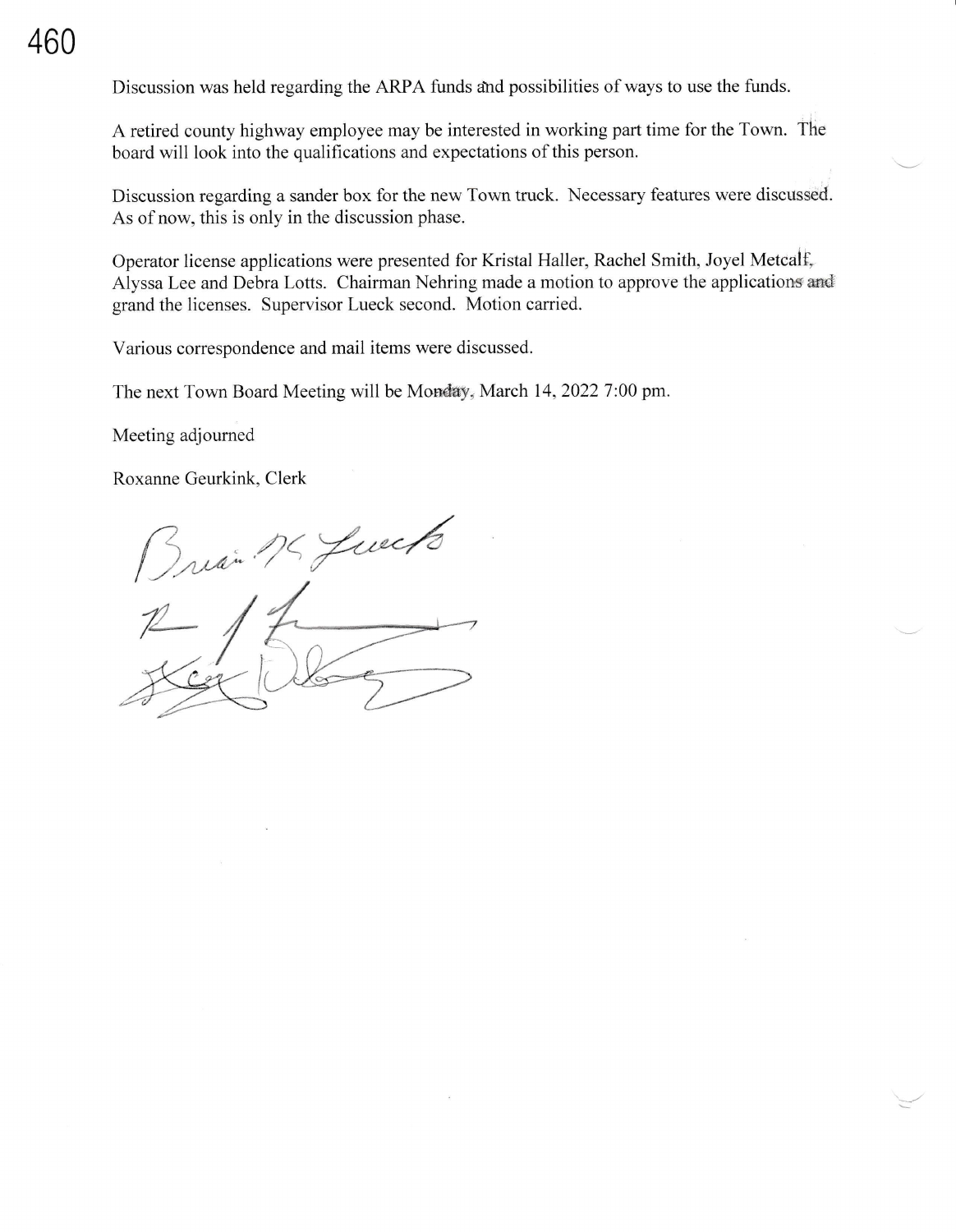Discussion was held regarding the ARPA funds and possibilities of ways to use the funds.

A retired county highway employee may be interested in working part time for the Town. The board will look into the qualifications and expectations of this person.

Discussion regarding a sander box for the new Town truck. Necessary features were discussed. As of now, this is only in the discussion phase.

Operator license applications were presented for Kristal Haller, Rachel Smith, Joyel Metcalf, Alyssa Lee and Debra Lotts. Chairman Nehring made a motion to approve the applications and grand the licenses. Supervisor Lueck second. Motion carried.

Various correspondence and mail items were discussed.

The next Town Board Meeting will be Monday, March 14, 2022 7:00 pm.

Meeting adjourned

Roxanne Geurkink, Clerk